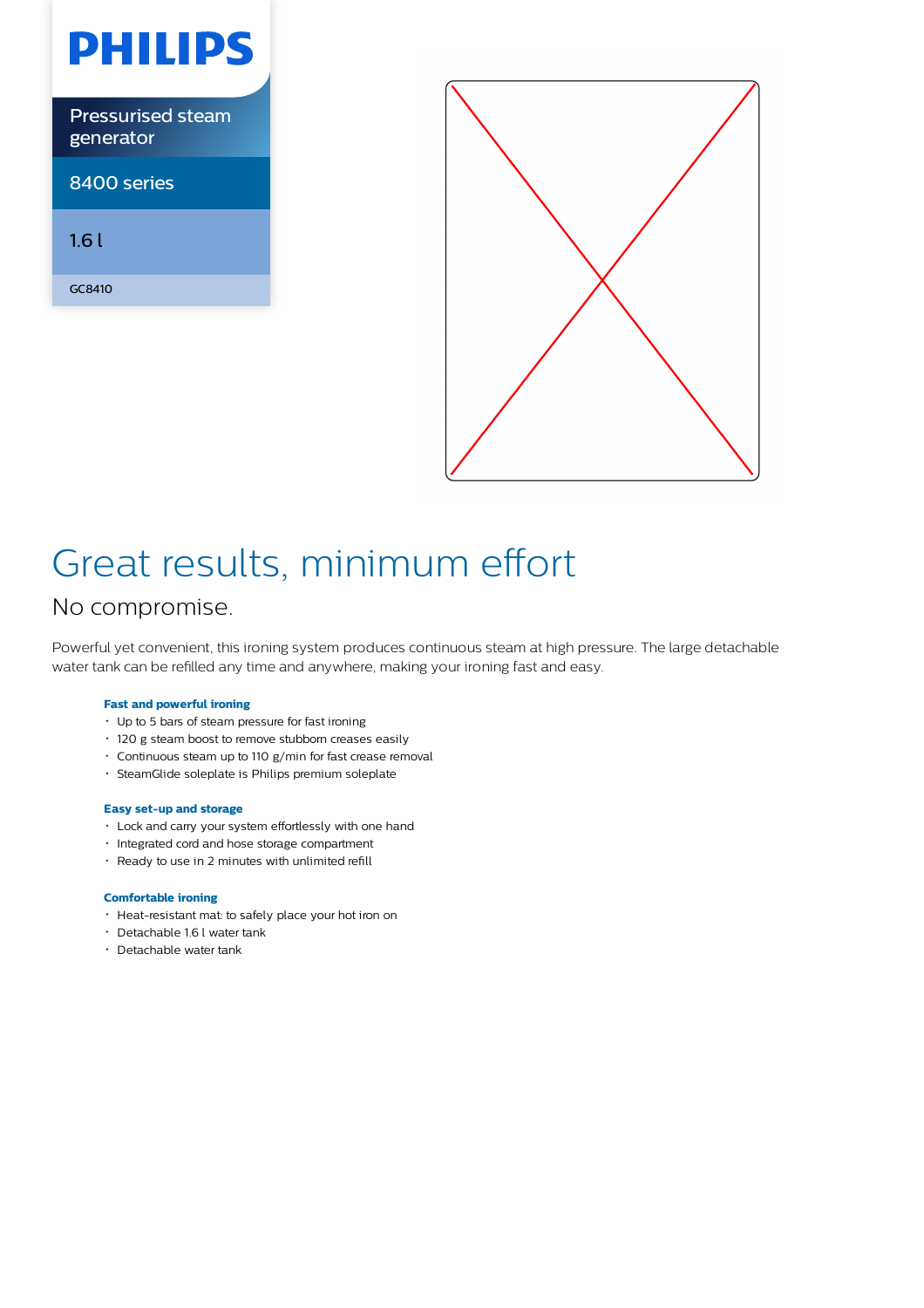PHILIPS

Pressurised steam generator

8400 series

1.6 l

GC8410

# Great results, minimum effort

## No compromise.

Powerful yet convenient, this ironing system produces continuous steam at high pressure. The large detachable water tank can be refilled any time and anywhere, making your ironing fast and easy.

### Fast and powerful ironing

- Up to 5 bars of steam pressure for fast ironing
- 120 g steam boost to remove stubborn creases easily
- Continuous steam up to 110 g/min for fast crease removal
- SteamGlide soleplate is Philips premium soleplate

### Easy set-up and storage

- Lock and carry your system effortlessly with one hand
- Integrated cord and hose storage compartment
- Ready to use in 2 minutes with unlimited refill

### Comfortable ironing

- Heat-resistant mat: to safely place your hot iron on
- Detachable 1.6 l water tank
- Detachable water tank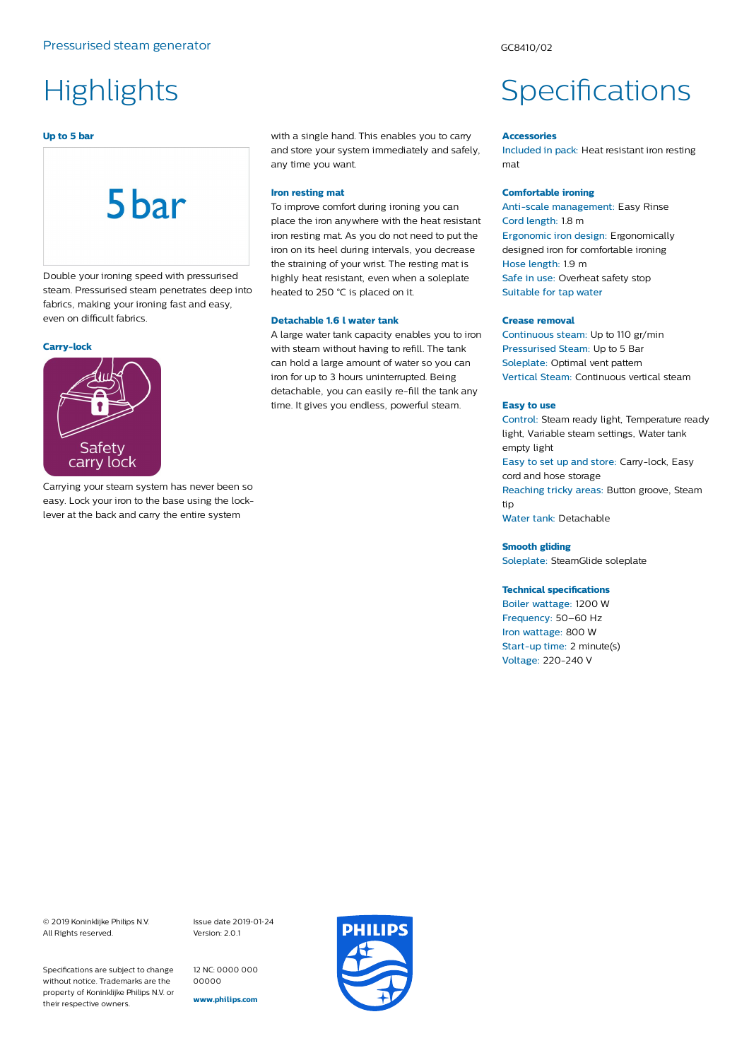Pressurised steam generator

GC8410/02

# Highlights

**Up to 5 bar**

5 bar

Double your ironing speed with pressurised steam. Pressurised steam penetrates deep into fabrics, making your ironing fast and easy, even on difficult fabrics.

**Carry-lock**

Safety carry lock

Carrying your steam system has never been so easy. Lock your iron to the base using the lock-lever at the back and carry the entire system with a single hand. This enables you to carry and store your system immediately and safely, any time you want.

**Iron resting mat**

To improve comfort during ironing you can place the iron anywhere with the heat resistant iron resting mat. As you do not need to put the iron on its heel during intervals, you decrease the straining of your wrist. The resting mat is highly heat resistant, even when a soleplate heated to 250 °C is placed on it.

**Detachable 1.6 l water tank**

A large water tank capacity enables you to iron with steam without having to refill. The tank can hold a large amount of water so you can iron for up to 3 hours uninterrupted. Being detachable, you can easily re-fill the tank any time. It gives you endless, powerful steam.

# Specifications

**Accessories**
- Included in pack: Heat resistant iron resting mat

**Comfortable ironing**
- Anti-scale management: Easy Rinse
- Cord length: 1.8 m
- Ergonomic iron design: Ergonomically designed iron for comfortable ironing
- Hose length: 1.9 m
- Safe in use: Overheat safety stop
- Suitable for tap water

**Crease removal**
- Continuous steam: Up to 110 gr/min
- Pressurised Steam: Up to 5 Bar
- Soleplate: Optimal vent pattern
- Vertical Steam: Continuous vertical steam

**Easy to use**
- Control: Steam ready light, Temperature ready light, Variable steam settings, Water tank empty light
- Easy to set up and store: Carry-lock, Easy cord and hose storage
- Reaching tricky areas: Button groove, Steam tip
- Water tank: Detachable

**Smooth gliding**
- Soleplate: SteamGlide soleplate

**Technical specifications**
- Boiler wattage: 1200 W
- Frequency: 50–60 Hz
- Iron wattage: 800 W
- Start-up time: 2 minute(s)
- Voltage: 220-240 V

© 2019 Koninklijke Philips N.V.
All Rights reserved.

Specifications are subject to change without notice. Trademarks are the property of Koninklijke Philips N.V. or their respective owners.

Issue date 2019-01-24
Version: 2.0.1

12 NC: 0000 000 00000

www.philips.com